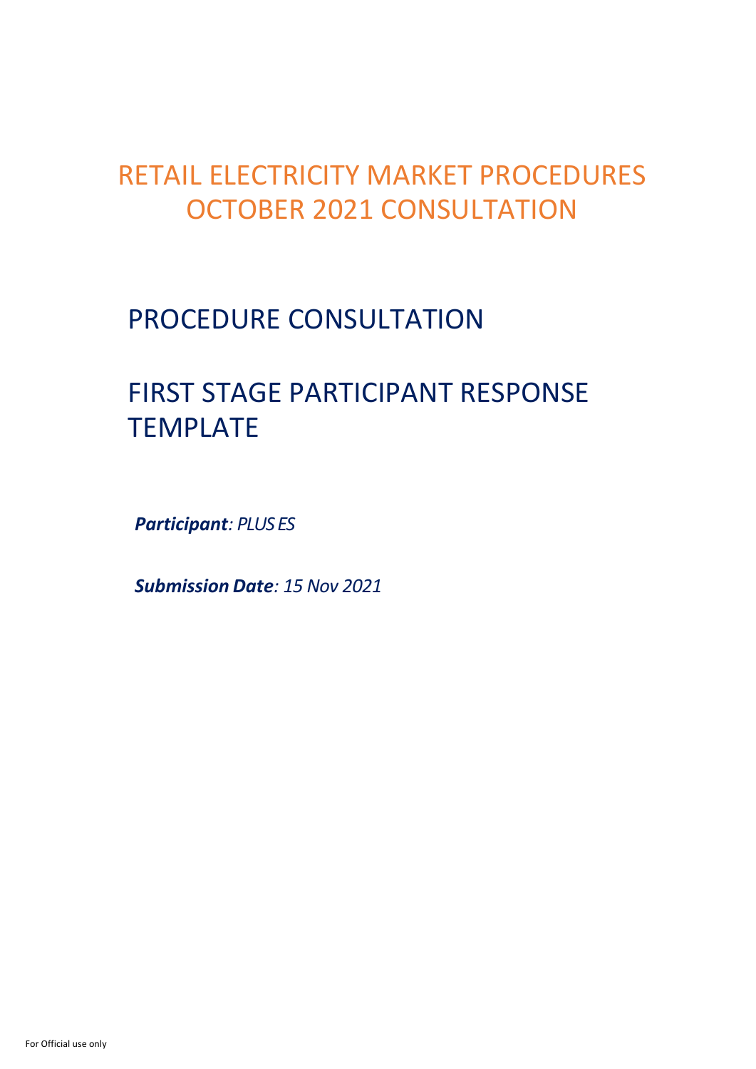# RETAIL ELECTRICITY MARKET PROCEDURES OCTOBER 2021 CONSULTATION

## PROCEDURE CONSULTATION

## FIRST STAGE PARTICIPANT RESPONSE TEMPLATE

***Participant**: PLUS ES*

***Submission Date**: 15 Nov 2021*

For Official use only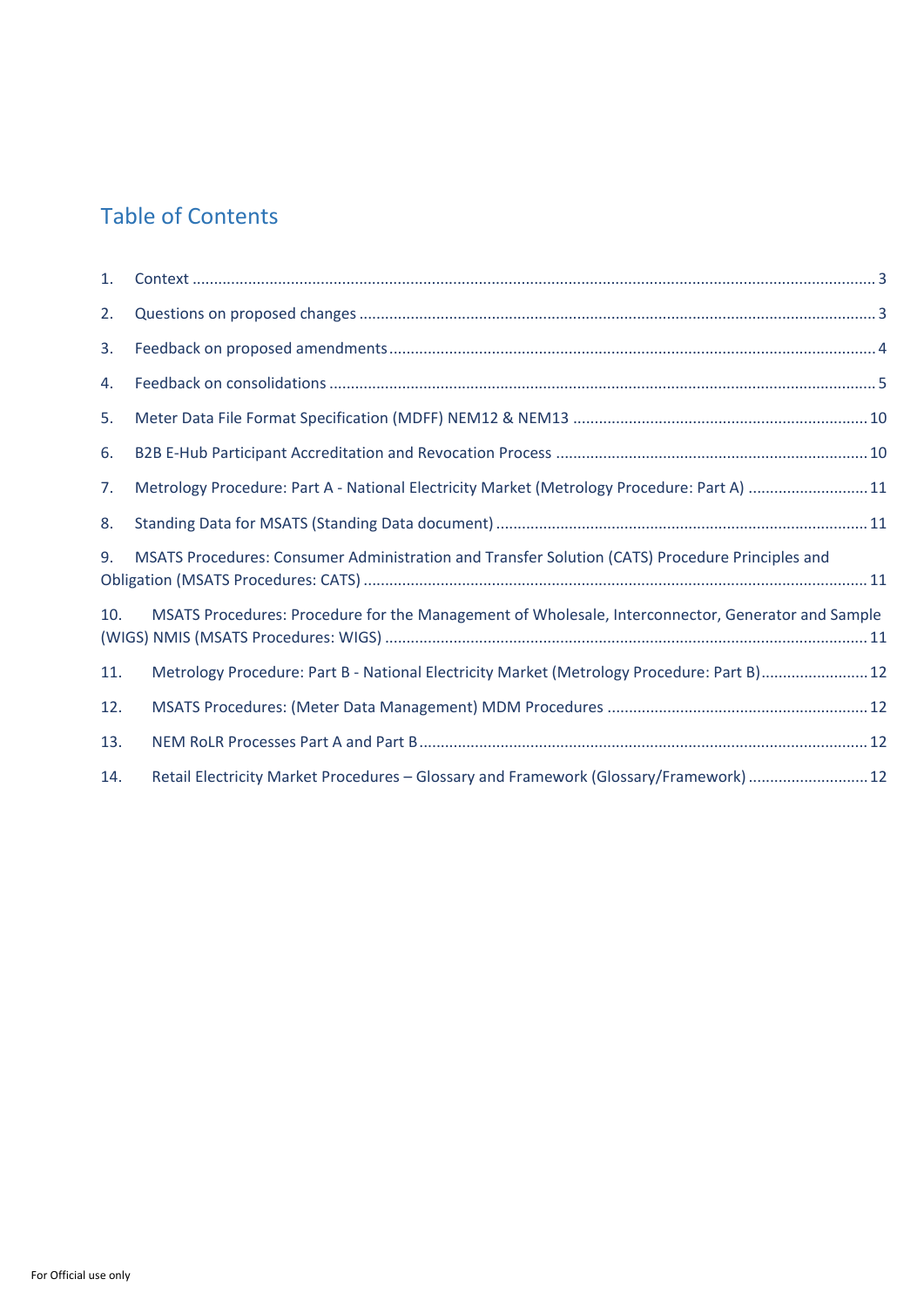## Table of Contents

1. Context ........................................................................................................................................................ 3
2. Questions on proposed changes ..................................................................................................................... 3
3. Feedback on proposed amendments ................................................................................................................ 4
4. Feedback on consolidations ............................................................................................................................ 5
5. Meter Data File Format Specification (MDFF) NEM12 & NEM13 ..................................................................... 10
6. B2B E-Hub Participant Accreditation and Revocation Process ......................................................................... 10
7. Metrology Procedure: Part A - National Electricity Market (Metrology Procedure: Part A) ............................. 11
8. Standing Data for MSATS (Standing Data document) ...................................................................................... 11
9. MSATS Procedures: Consumer Administration and Transfer Solution (CATS) Procedure Principles and Obligation (MSATS Procedures: CATS) ..................................................................................................................... 11
10. MSATS Procedures: Procedure for the Management of Wholesale, Interconnector, Generator and Sample (WIGS) NMIS (MSATS Procedures: WIGS) ............................................................................................................... 11
11. Metrology Procedure: Part B - National Electricity Market (Metrology Procedure: Part B) ......................... 12
12. MSATS Procedures: (Meter Data Management) MDM Procedures .............................................................. 12
13. NEM RoLR Processes Part A and Part B ........................................................................................................ 12
14. Retail Electricity Market Procedures – Glossary and Framework (Glossary/Framework) ............................ 12

For Official use only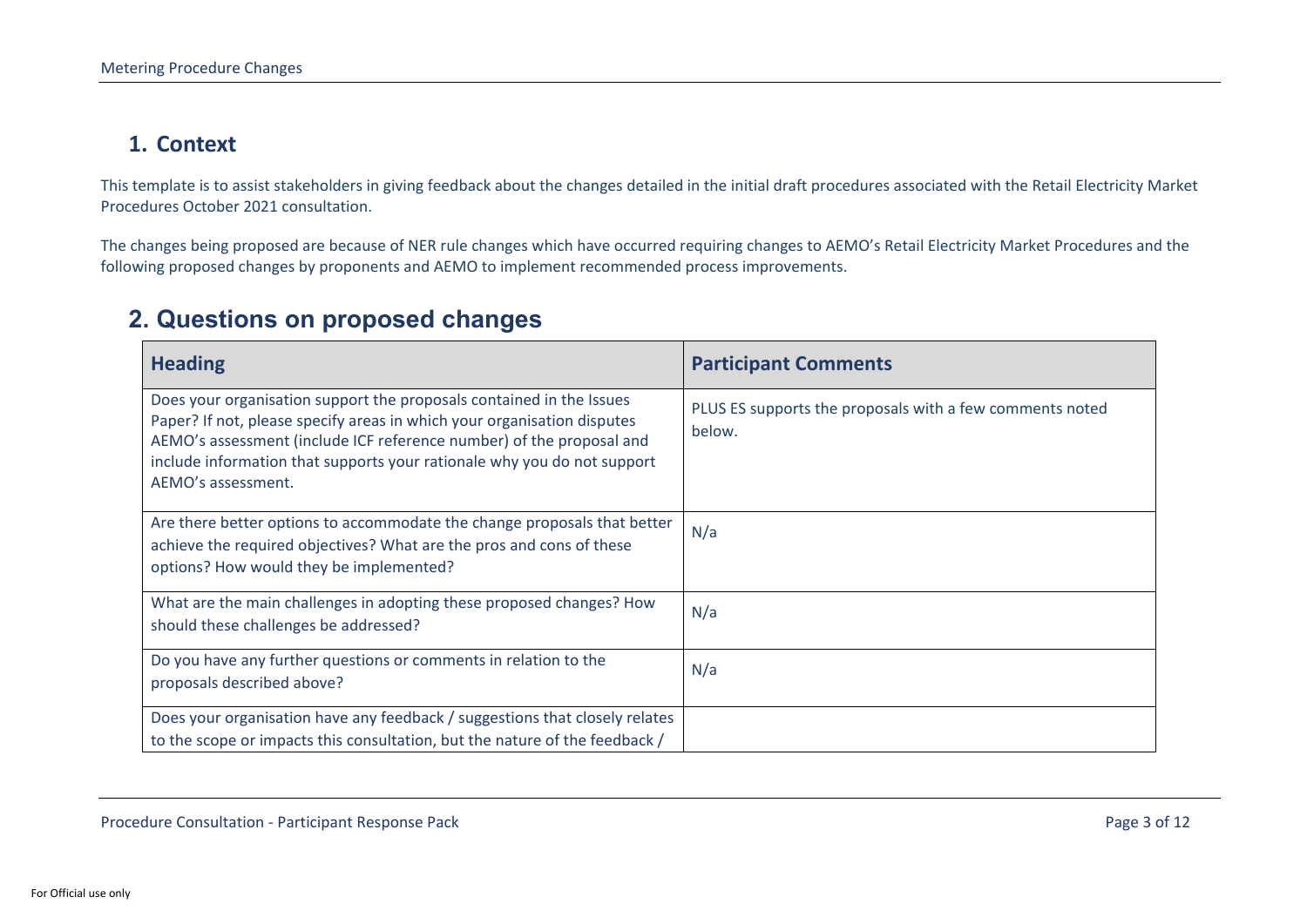## 1. Context

This template is to assist stakeholders in giving feedback about the changes detailed in the initial draft procedures associated with the Retail Electricity Market Procedures October 2021 consultation.

The changes being proposed are because of NER rule changes which have occurred requiring changes to AEMO's Retail Electricity Market Procedures and the following proposed changes by proponents and AEMO to implement recommended process improvements.

## 2. Questions on proposed changes

| Heading | Participant Comments |
|---|---|
| Does your organisation support the proposals contained in the Issues Paper? If not, please specify areas in which your organisation disputes AEMO's assessment (include ICF reference number) of the proposal and include information that supports your rationale why you do not support AEMO's assessment. | PLUS ES supports the proposals with a few comments noted below. |
| Are there better options to accommodate the change proposals that better achieve the required objectives? What are the pros and cons of these options? How would they be implemented? | N/a |
| What are the main challenges in adopting these proposed changes? How should these challenges be addressed? | N/a |
| Do you have any further questions or comments in relation to the proposals described above? | N/a |
| Does your organisation have any feedback / suggestions that closely relates to the scope or impacts this consultation, but the nature of the feedback / | |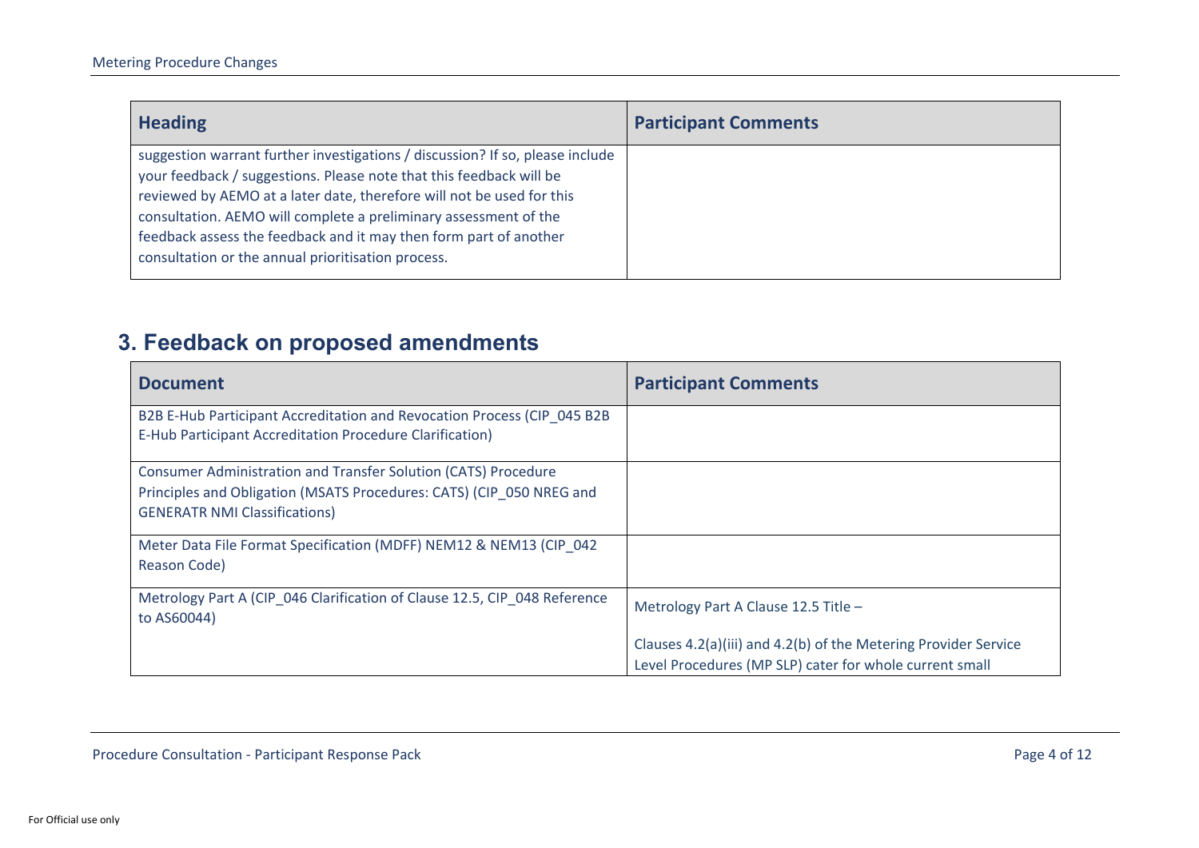| Heading | Participant Comments |
| --- | --- |
| suggestion warrant further investigations / discussion? If so, please include your feedback / suggestions. Please note that this feedback will be reviewed by AEMO at a later date, therefore will not be used for this consultation. AEMO will complete a preliminary assessment of the feedback assess the feedback and it may then form part of another consultation or the annual prioritisation process. | |

## 3. Feedback on proposed amendments

| Document | Participant Comments |
| --- | --- |
| B2B E-Hub Participant Accreditation and Revocation Process (CIP_045 B2B E-Hub Participant Accreditation Procedure Clarification) | |
| Consumer Administration and Transfer Solution (CATS) Procedure Principles and Obligation (MSATS Procedures: CATS) (CIP_050 NREG and GENERATR NMI Classifications) | |
| Meter Data File Format Specification (MDFF) NEM12 & NEM13 (CIP_042 Reason Code) | |
| Metrology Part A (CIP_046 Clarification of Clause 12.5, CIP_048 Reference to AS60044) | Metrology Part A Clause 12.5 Title – <br><br> Clauses 4.2(a)(iii) and 4.2(b) of the Metering Provider Service Level Procedures (MP SLP) cater for whole current small |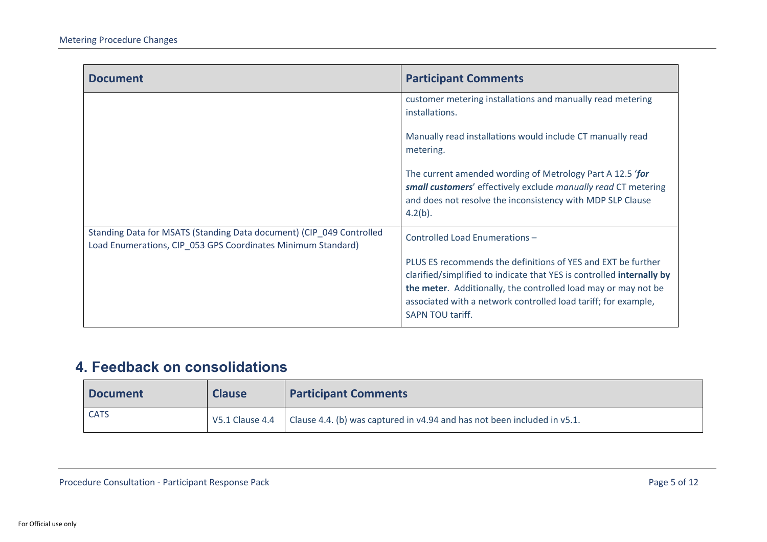| Document | Participant Comments |
| --- | --- |
| | customer metering installations and manually read metering installations.<br><br>Manually read installations would include CT manually read metering.<br><br>The current amended wording of Metrology Part A 12.5 '***for small customers***' effectively exclude *manually read* CT metering and does not resolve the inconsistency with MDP SLP Clause 4.2(b). |
| Standing Data for MSATS (Standing Data document) (CIP_049 Controlled Load Enumerations, CIP_053 GPS Coordinates Minimum Standard) | Controlled Load Enumerations –<br><br>PLUS ES recommends the definitions of YES and EXT be further clarified/simplified to indicate that YES is controlled **internally by the meter**. Additionally, the controlled load may or may not be associated with a network controlled load tariff; for example, SAPN TOU tariff. |

## 4. Feedback on consolidations

| Document | Clause | Participant Comments |
| --- | --- | --- |
| CATS | V5.1 Clause 4.4 | Clause 4.4. (b) was captured in v4.94 and has not been included in v5.1. |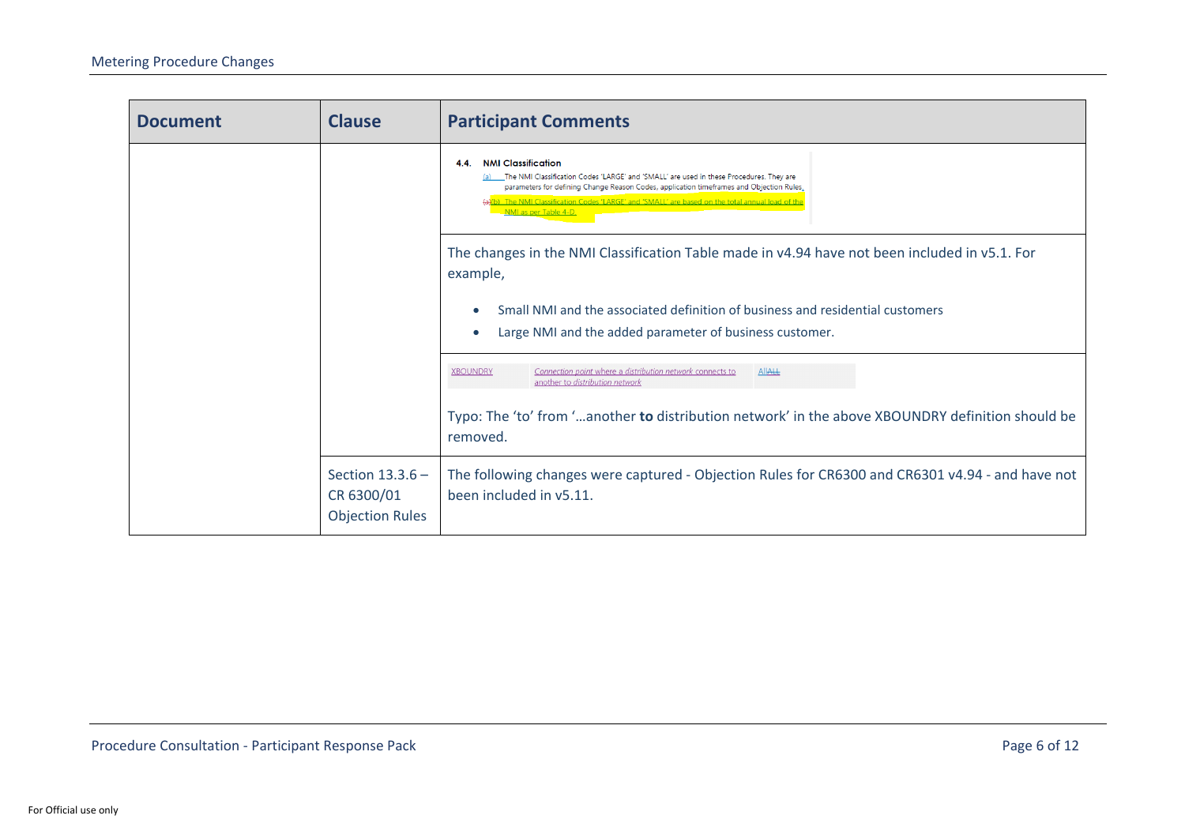| Document | Clause | Participant Comments |
| --- | --- | --- |
| | | **4.4. NMI Classification** (a) The NMI Classification Codes 'LARGE' and 'SMALL' are used in these Procedures. They are parameters for defining Change Reason Codes, application timeframes and Objection Rules. (a)(b) The NMI Classification Codes 'LARGE' and 'SMALL' are based on the total annual load of the NMI as per Table 4-D. |
| | | The changes in the NMI Classification Table made in v4.94 have not been included in v5.1. For example, <br>• Small NMI and the associated definition of business and residential customers <br>• Large NMI and the added parameter of business customer. |
| | | XBOUNDRY — *Connection point where a distribution network connects to another to distribution network* — AllALL <br><br>Typo: The 'to' from '…another **to** distribution network' in the above XBOUNDRY definition should be removed. |
| | Section 13.3.6 – CR 6300/01 Objection Rules | The following changes were captured - Objection Rules for CR6300 and CR6301 v4.94 - and have not been included in v5.11. |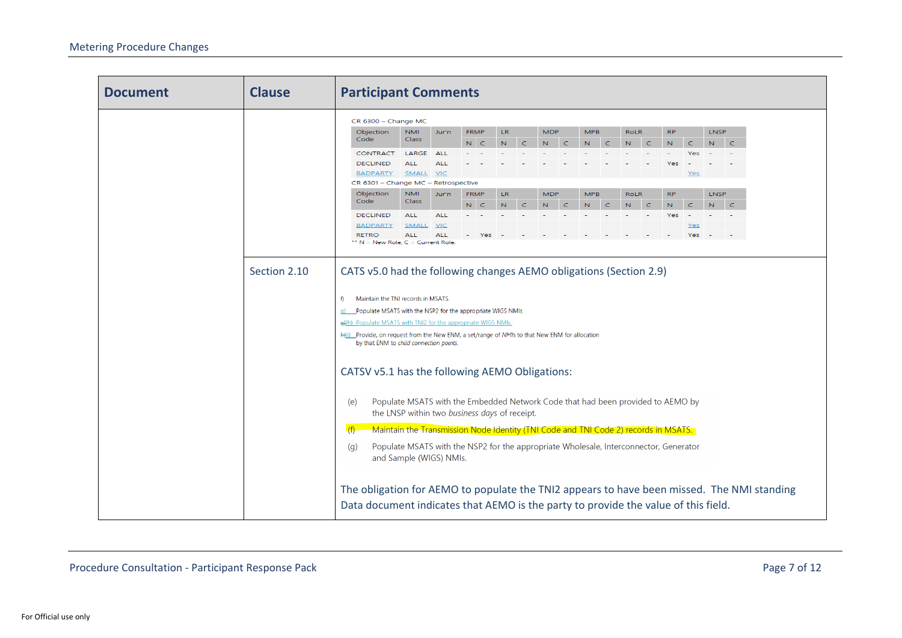| Document | Clause | Participant Comments |
|---|---|---|
| | | CR 6300 – Change MC<br><br>Objection Code / NMI Class / Jur'n / FRMP (N, C) / LR (N, C) / MDP (N, C) / MPB (N, C) / RoLR (N, C) / RP (N, C) / LNSP (N, C)<br>CONTRACT / LARGE / ALL / - / - / - / - / - / - / - / - / - / - / - / Yes / - / -<br>DECLINED / ALL / ALL / - / - / - / - / - / - / - / - / - / - / Yes / - / - / -<br>BADPARTY / SMALL / VIC / / / / / / / / / / / / Yes / /<br><br>CR 6301 – Change MC – Retrospective<br><br>Objection Code / NMI Class / Jur'n / FRMP (N, C) / LR (N, C) / MDP (N, C) / MPB (N, C) / RoLR (N, C) / RP (N, C) / LNSP (N, C)<br>DECLINED / ALL / ALL / - / - / - / - / - / - / - / - / - / - / Yes / - / - / -<br>BADPARTY / SMALL / VIC / / / / / / / / / / / / Yes / /<br>RETRO / ALL / ALL / - / Yes / - / - / - / - / - / - / - / - / - / Yes / - / -<br><br>** N = New Role, C = Current Role. |
| | Section 2.10 | CATS v5.0 had the following changes AEMO obligations (Section 2.9)<br><br>f) Maintain the TNI records in MSATS.<br>g) Populate MSATS with the NSP2 for the appropriate WIGS NMIs.<br>g)(h) Populate MSATS with TNI2 for the appropriate WIGS NMIs.<br>h)(i) Provide, on request from the New ENM, a set/range of *NMIs* to that New ENM for allocation by that ENM to *child connection points*.<br><br>CATSV v5.1 has the following AEMO Obligations:<br><br>(e) Populate MSATS with the Embedded Network Code that had been provided to AEMO by the LNSP within two *business days* of receipt.<br>(f) Maintain the Transmission Node Identity (TNI Code and TNI Code 2) records in MSATS.<br>(g) Populate MSATS with the NSP2 for the appropriate Wholesale, Interconnector, Generator and Sample (WIGS) NMIs.<br><br>The obligation for AEMO to populate the TNI2 appears to have been missed. The NMI standing Data document indicates that AEMO is the party to provide the value of this field. |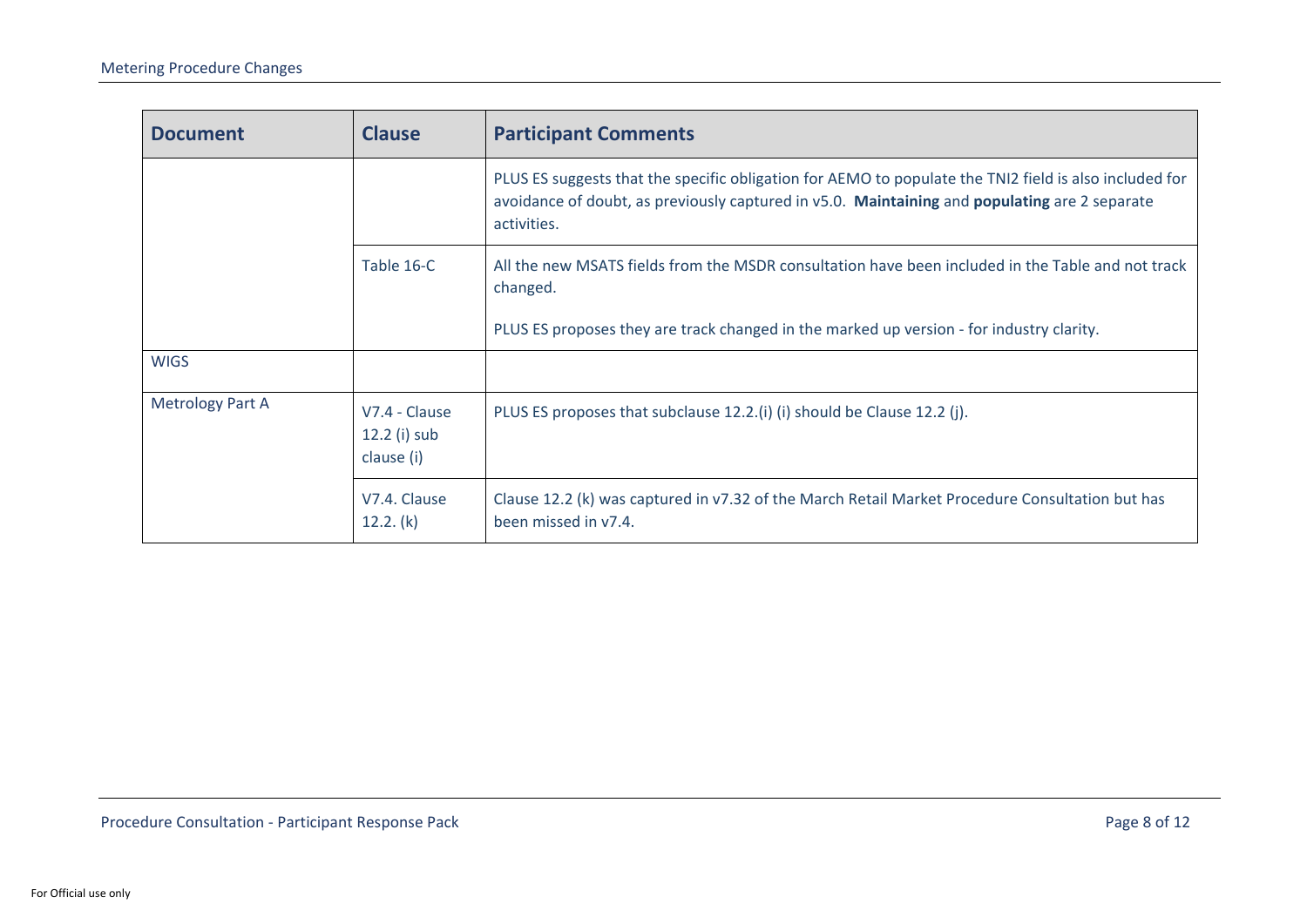| Document | Clause | Participant Comments |
| --- | --- | --- |
| | | PLUS ES suggests that the specific obligation for AEMO to populate the TNI2 field is also included for avoidance of doubt, as previously captured in v5.0. **Maintaining** and **populating** are 2 separate activities. |
| | Table 16-C | All the new MSATS fields from the MSDR consultation have been included in the Table and not track changed.<br><br>PLUS ES proposes they are track changed in the marked up version - for industry clarity. |
| WIGS | | |
| Metrology Part A | V7.4 - Clause 12.2 (i) sub clause (i) | PLUS ES proposes that subclause 12.2.(i) (i) should be Clause 12.2 (j). |
| | V7.4. Clause 12.2. (k) | Clause 12.2 (k) was captured in v7.32 of the March Retail Market Procedure Consultation but has been missed in v7.4. |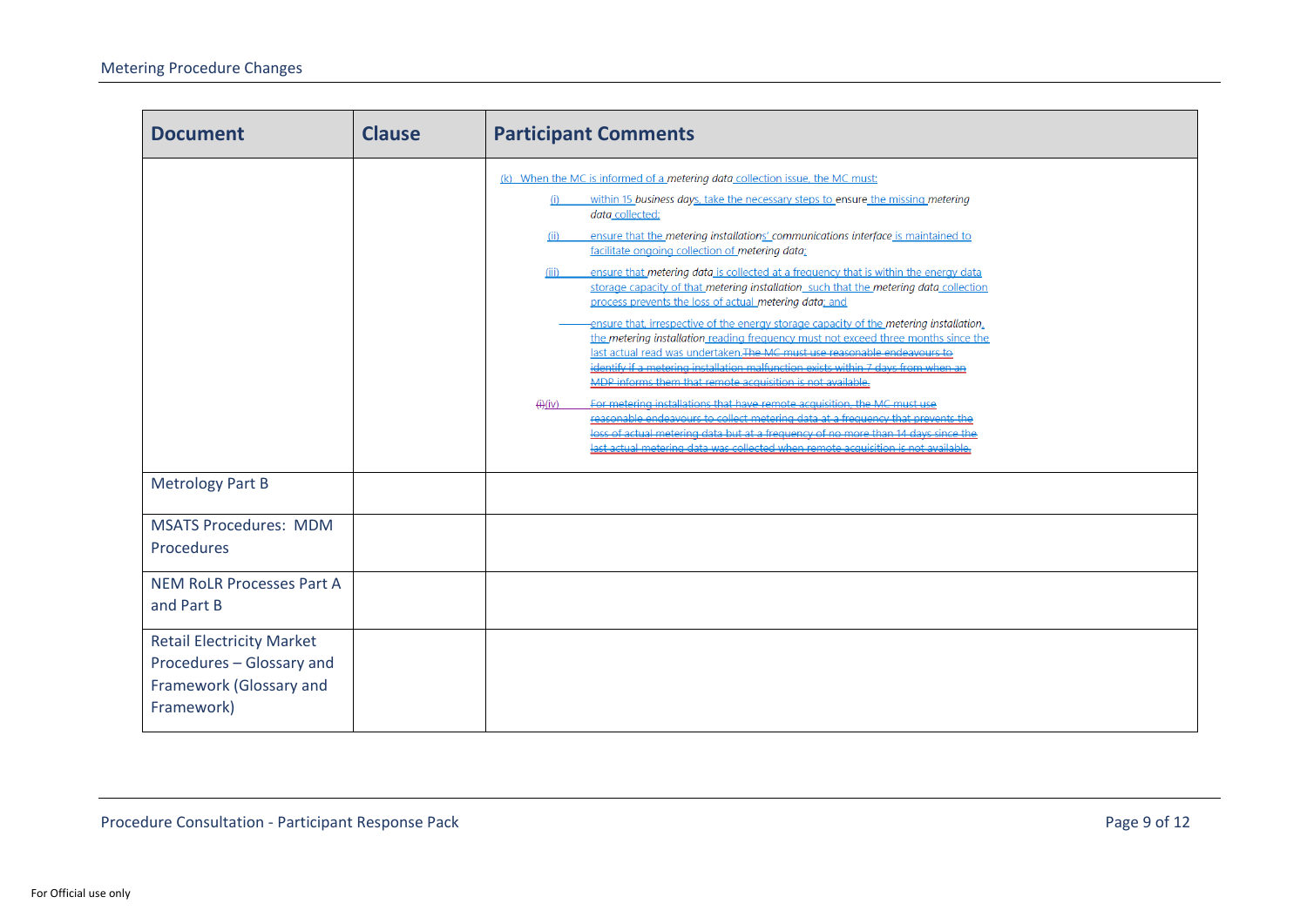| Document | Clause | Participant Comments |
|---|---|---|
| | | (k) When the MC is informed of a *metering data* collection issue, the MC must:<br>(i) within 15 *business days*, take the necessary steps to ensure the missing *metering data* collected;<br>(ii) ensure that the *metering installations'* *communications interface* is maintained to facilitate ongoing collection of *metering data*;<br>(iii) ensure that *metering data* is collected at a frequency that is within the energy data storage capacity of that *metering installation*, such that the *metering data* collection process prevents the loss of actual *metering data*; and<br>ensure that, irrespective of the energy storage capacity of the *metering installation*, the *metering installation* reading frequency must not exceed three months since the last actual read was undertaken. ~~The MC must use reasonable endeavours to identify if a metering installation malfunction exists within 7 days from when an MDP informs them that remote acquisition is not available.~~<br>~~(i)~~(iv) ~~For metering installations that have remote acquisition, the MC must use reasonable endeavours to collect metering data at a frequency that prevents the loss of actual metering data but at a frequency of no more than 14 days since the last actual metering data was collected when remote acquisition is not available.~~ |
| Metrology Part B | | |
| MSATS Procedures: MDM Procedures | | |
| NEM RoLR Processes Part A and Part B | | |
| Retail Electricity Market Procedures – Glossary and Framework (Glossary and Framework) | | |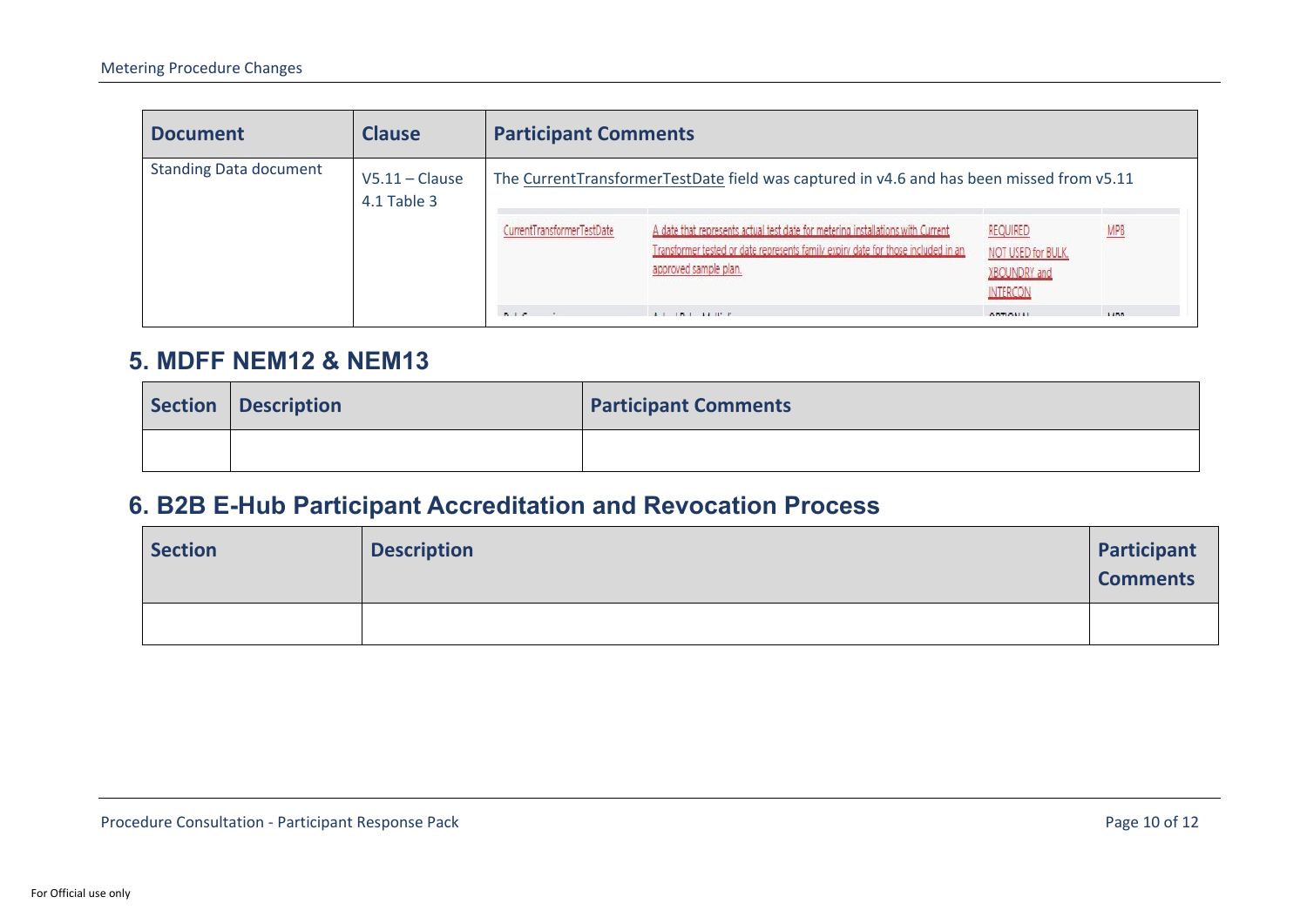| Document | Clause | Participant Comments |
|---|---|---|
| Standing Data document | V5.11 – Clause 4.1 Table 3 | The CurrentTransformerTestDate field was captured in v4.6 and has been missed from v5.11<br><br>CurrentTransformerTestDate \| A date that represents actual test date for metering installations with Current Transformer tested or date represents family expiry date for those included in an approved sample plan. \| REQUIRED NOT USED for BULK, XBOUNDRY and INTERCON \| MPB |

## 5. MDFF NEM12 & NEM13

| Section | Description | Participant Comments |
|---|---|---|
| | | |

## 6. B2B E-Hub Participant Accreditation and Revocation Process

| Section | Description | Participant Comments |
|---|---|---|
| | | |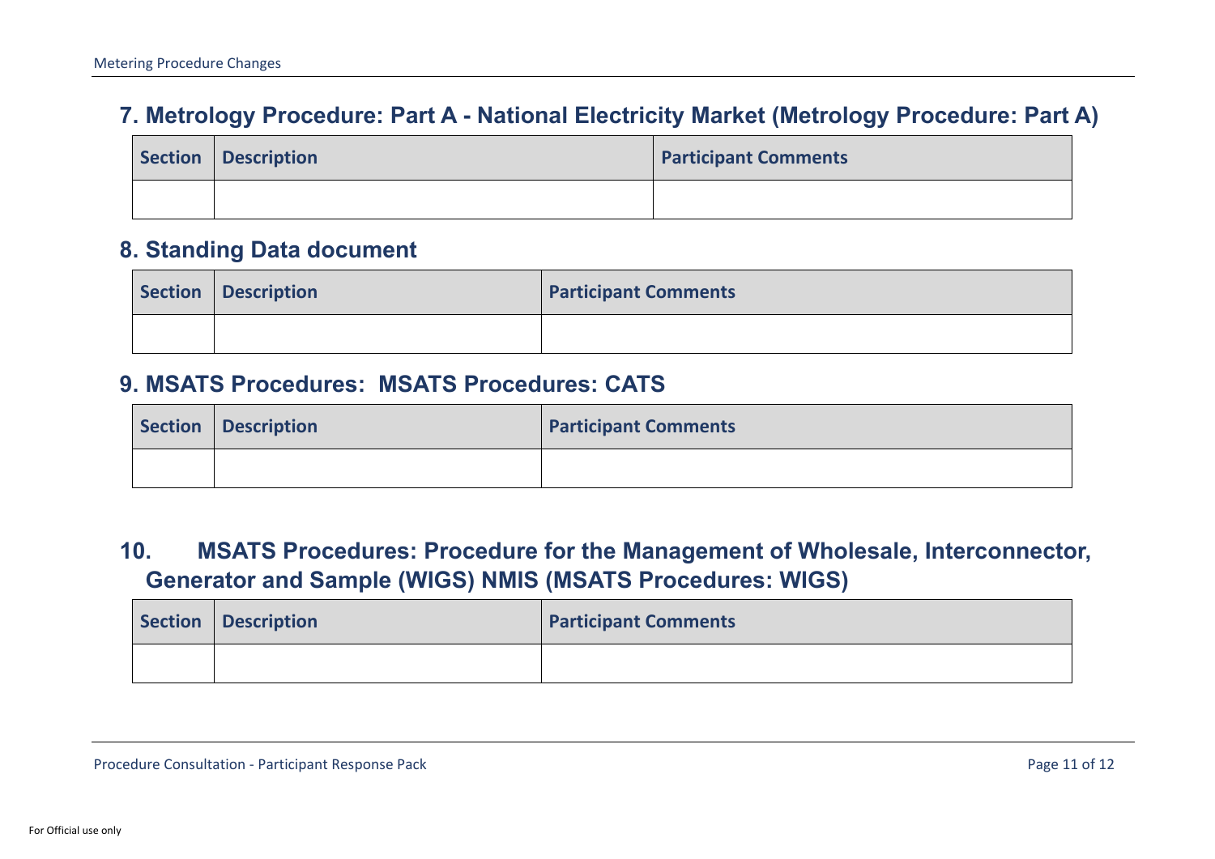## 7. Metrology Procedure: Part A - National Electricity Market (Metrology Procedure: Part A)

| Section | Description | Participant Comments |
|---|---|---|
| | | |

## 8. Standing Data document

| Section | Description | Participant Comments |
|---|---|---|
| | | |

## 9. MSATS Procedures: MSATS Procedures: CATS

| Section | Description | Participant Comments |
|---|---|---|
| | | |

## 10. MSATS Procedures: Procedure for the Management of Wholesale, Interconnector, Generator and Sample (WIGS) NMIS (MSATS Procedures: WIGS)

| Section | Description | Participant Comments |
|---|---|---|
| | | |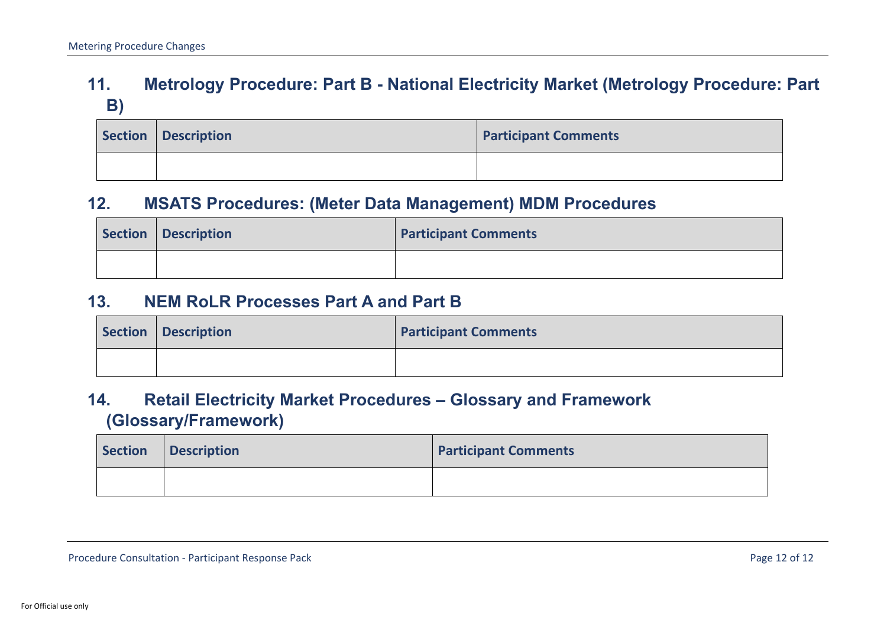## 11. Metrology Procedure: Part B - National Electricity Market (Metrology Procedure: Part B)

| Section | Description | Participant Comments |
| --- | --- | --- |
| | | |

## 12. MSATS Procedures: (Meter Data Management) MDM Procedures

| Section | Description | Participant Comments |
| --- | --- | --- |
| | | |

## 13. NEM RoLR Processes Part A and Part B

| Section | Description | Participant Comments |
| --- | --- | --- |
| | | |

## 14. Retail Electricity Market Procedures – Glossary and Framework (Glossary/Framework)

| Section | Description | Participant Comments |
| --- | --- | --- |
| | | |